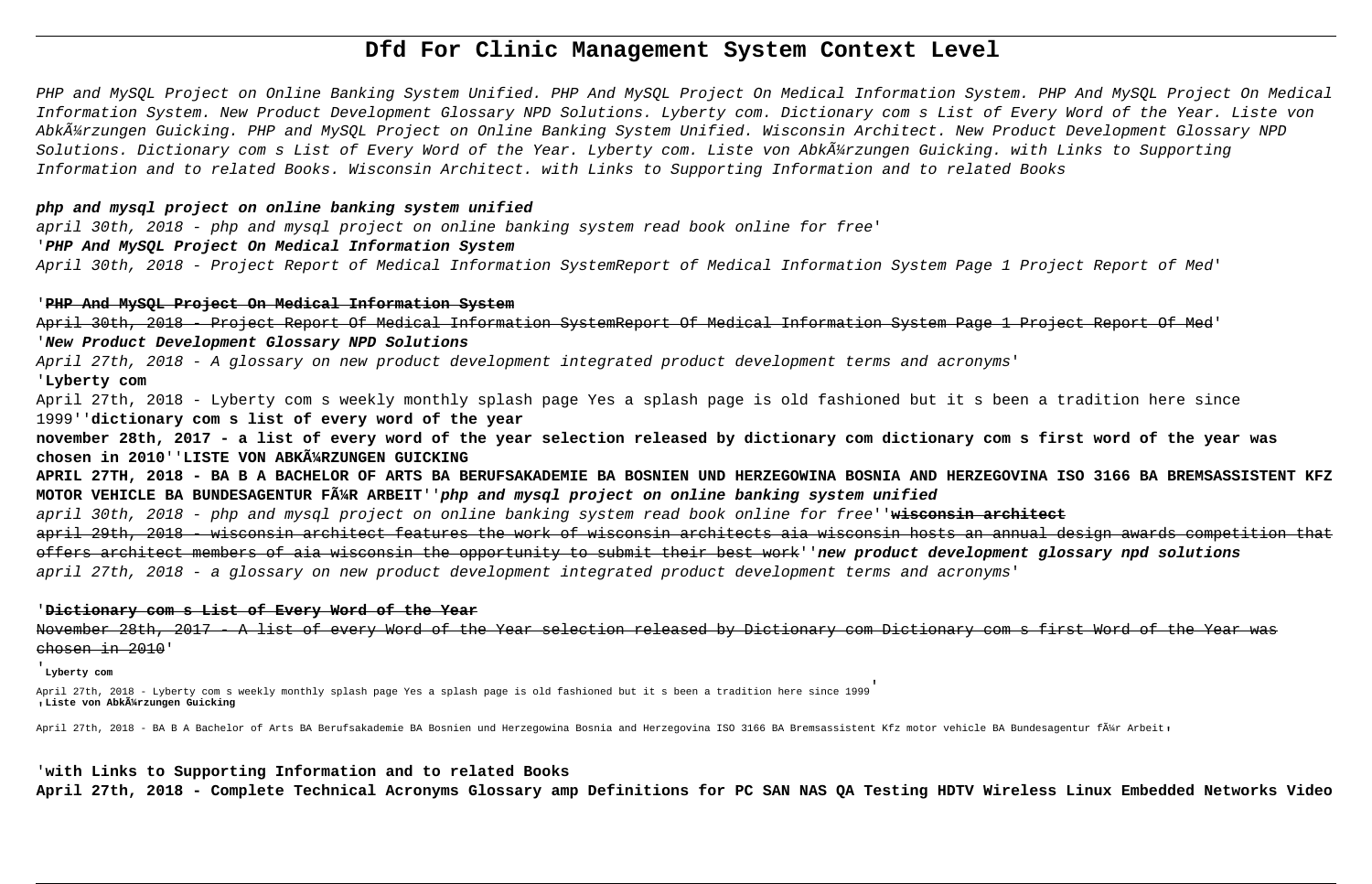# Dfd For Clinic Management System Context Level

*PHP and MySQL Project on Online Banking System Unified. PHP And MySQL Project On Medical Information System. PHP And MySQL Project On Medical Information System. New Product Development Glossary NPD Solutions. Lyberty com. Dictionary com s List of Every Word of the Year. Liste von AbkÃ¼rzungen Guicking. PHP and MySQL Project on Online Banking System Unified. Wisconsin Architect. New Product Development Glossary NPD Solutions. Dictionary com s List of Every Word of the Year. Lyberty com. Liste von AbkÃ¼rzungen Guicking. with Links to Supporting Information and to related Books. Wisconsin Architect. with Links to Supporting Information and to related Books*

**php and mysql project on online banking system unified**

april 30th, 2018 - php and mysql project on online banking system read book online for free'

'**PHP And MySQL Project On Medical Information System**

April 30th, 2018 - Project Report of Medical Information SystemReport of Medical Information System Page 1 Project Report of Med'

'**PHP And MySQL Project On Medical Information System**

April 30th, 2018 - Project Report Of Medical Information SystemReport Of Medical Information System Page 1 Project Report Of Med'

'**New Product Development Glossary NPD Solutions**

April 27th, 2018 - A glossary on new product development integrated product development terms and acronyms'

'**Lyberty com**

April 27th, 2018 - Lyberty com s weekly monthly splash page Yes a splash page is old fashioned but it s been a tradition here since 1999''**dictionary com s list of every word of the year**

**november 28th, 2017 - a list of every word of the year selection released by dictionary com dictionary com s first word of the year was chosen in 2010''LISTE VON ABKÃ¼RZUNGEN GUICKING**

**APRIL 27TH, 2018 - BA B A BACHELOR OF ARTS BA BERUFSAKADEMIE BA BOSNIEN UND HERZEGOWINA BOSNIA AND HERZEGOVINA ISO 3166 BA BREMSASSISTENT KFZ MOTOR VEHICLE BA BUNDESAGENTUR FÃ¼R ARBEIT''php and mysql project on online banking system unified**

april 30th, 2018 - php and mysql project on online banking system read book online for free''**wisconsin architect**

april 29th, 2018 - wisconsin architect features the work of wisconsin architects aia wisconsin hosts an annual design awards competition that offers architect members of aia wisconsin the opportunity to submit their best work''**new product development glossary npd solutions**

april 27th, 2018 - a glossary on new product development integrated product development terms and acronyms'

'**Dictionary com s List of Every Word of the Year**

November 28th, 2017 - A list of every Word of the Year selection released by Dictionary com Dictionary com s first Word of the Year was chosen in 2010'

'**Lyberty com**

April 27th, 2018 - Lyberty com s weekly monthly splash page Yes a splash page is old fashioned but it s been a tradition here since 1999'

'**Liste von AbkÃ¼rzungen Guicking**

April 27th, 2018 - BA B A Bachelor of Arts BA Berufsakademie BA Bosnien und Herzegowina Bosnia and Herzegovina ISO 3166 BA Bremsassistent Kfz motor vehicle BA Bundesagentur fÃ¼r Arbeit'

'**with Links to Supporting Information and to related Books**

**April 27th, 2018 - Complete Technical Acronyms Glossary amp Definitions for PC SAN NAS QA Testing HDTV Wireless Linux Embedded Networks Video**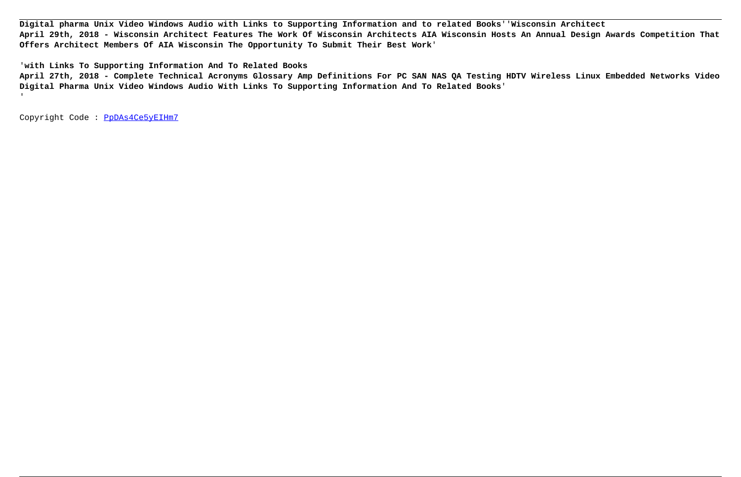**Digital pharma Unix Video Windows Audio with Links to Supporting Information and to related Books**''**Wisconsin Architect**
**April 29th, 2018 - Wisconsin Architect Features The Work Of Wisconsin Architects AIA Wisconsin Hosts An Annual Design Awards Competition That Offers Architect Members Of AIA Wisconsin The Opportunity To Submit Their Best Work**'

'**with Links To Supporting Information And To Related Books**
**April 27th, 2018 - Complete Technical Acronyms Glossary Amp Definitions For PC SAN NAS QA Testing HDTV Wireless Linux Embedded Networks Video Digital Pharma Unix Video Windows Audio With Links To Supporting Information And To Related Books**'
'

Copyright Code : PpDAs4Ce5yEIHm7